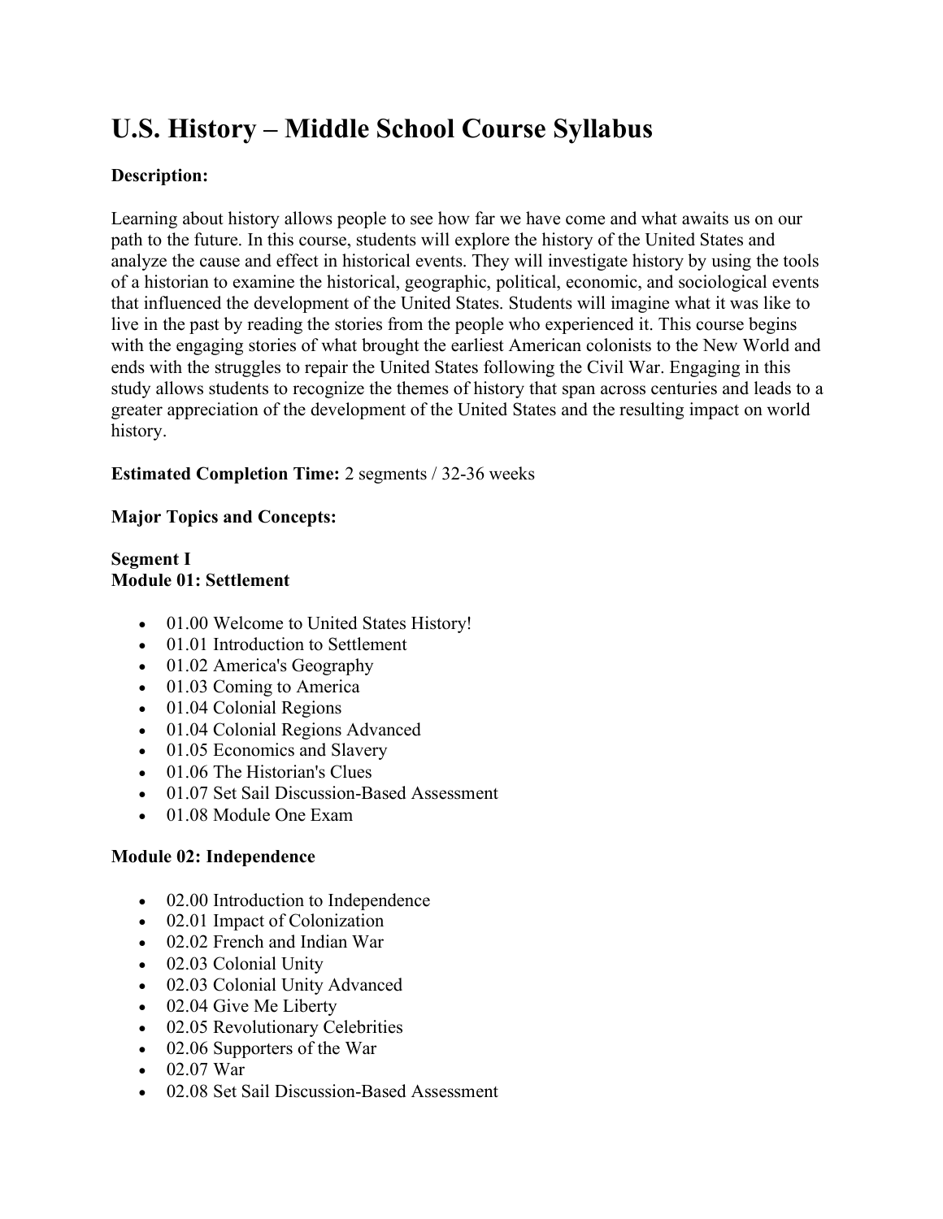# U.S. History – Middle School Course Syllabus

**Description:**

Learning about history allows people to see how far we have come and what awaits us on our path to the future. In this course, students will explore the history of the United States and analyze the cause and effect in historical events. They will investigate history by using the tools of a historian to examine the historical, geographic, political, economic, and sociological events that influenced the development of the United States. Students will imagine what it was like to live in the past by reading the stories from the people who experienced it. This course begins with the engaging stories of what brought the earliest American colonists to the New World and ends with the struggles to repair the United States following the Civil War. Engaging in this study allows students to recognize the themes of history that span across centuries and leads to a greater appreciation of the development of the United States and the resulting impact on world history.

**Estimated Completion Time:** 2 segments / 32-36 weeks

**Major Topics and Concepts:**

**Segment I**
**Module 01: Settlement**

- 01.00 Welcome to United States History!
- 01.01 Introduction to Settlement
- 01.02 America's Geography
- 01.03 Coming to America
- 01.04 Colonial Regions
- 01.04 Colonial Regions Advanced
- 01.05 Economics and Slavery
- 01.06 The Historian's Clues
- 01.07 Set Sail Discussion-Based Assessment
- 01.08 Module One Exam

**Module 02: Independence**

- 02.00 Introduction to Independence
- 02.01 Impact of Colonization
- 02.02 French and Indian War
- 02.03 Colonial Unity
- 02.03 Colonial Unity Advanced
- 02.04 Give Me Liberty
- 02.05 Revolutionary Celebrities
- 02.06 Supporters of the War
- 02.07 War
- 02.08 Set Sail Discussion-Based Assessment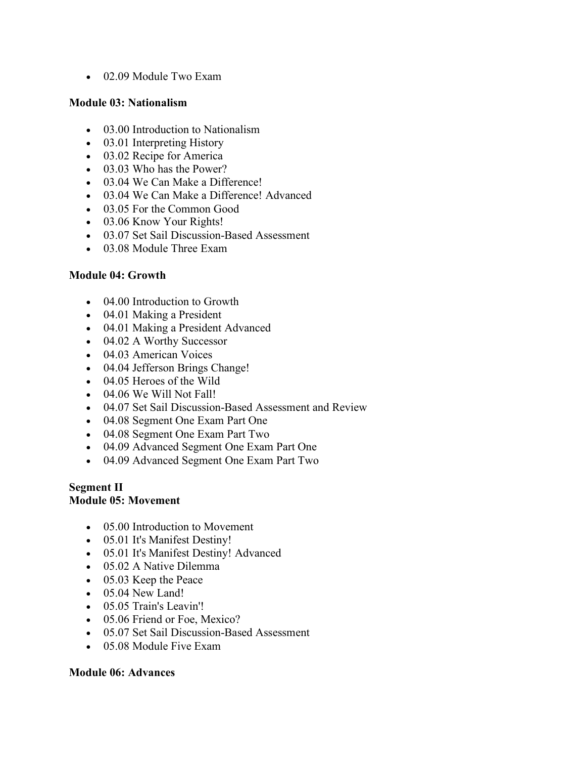- 02.09 Module Two Exam

**Module 03: Nationalism**

- 03.00 Introduction to Nationalism
- 03.01 Interpreting History
- 03.02 Recipe for America
- 03.03 Who has the Power?
- 03.04 We Can Make a Difference!
- 03.04 We Can Make a Difference! Advanced
- 03.05 For the Common Good
- 03.06 Know Your Rights!
- 03.07 Set Sail Discussion-Based Assessment
- 03.08 Module Three Exam

**Module 04: Growth**

- 04.00 Introduction to Growth
- 04.01 Making a President
- 04.01 Making a President Advanced
- 04.02 A Worthy Successor
- 04.03 American Voices
- 04.04 Jefferson Brings Change!
- 04.05 Heroes of the Wild
- 04.06 We Will Not Fall!
- 04.07 Set Sail Discussion-Based Assessment and Review
- 04.08 Segment One Exam Part One
- 04.08 Segment One Exam Part Two
- 04.09 Advanced Segment One Exam Part One
- 04.09 Advanced Segment One Exam Part Two

**Segment II**
**Module 05: Movement**

- 05.00 Introduction to Movement
- 05.01 It's Manifest Destiny!
- 05.01 It's Manifest Destiny! Advanced
- 05.02 A Native Dilemma
- 05.03 Keep the Peace
- 05.04 New Land!
- 05.05 Train's Leavin'!
- 05.06 Friend or Foe, Mexico?
- 05.07 Set Sail Discussion-Based Assessment
- 05.08 Module Five Exam

**Module 06: Advances**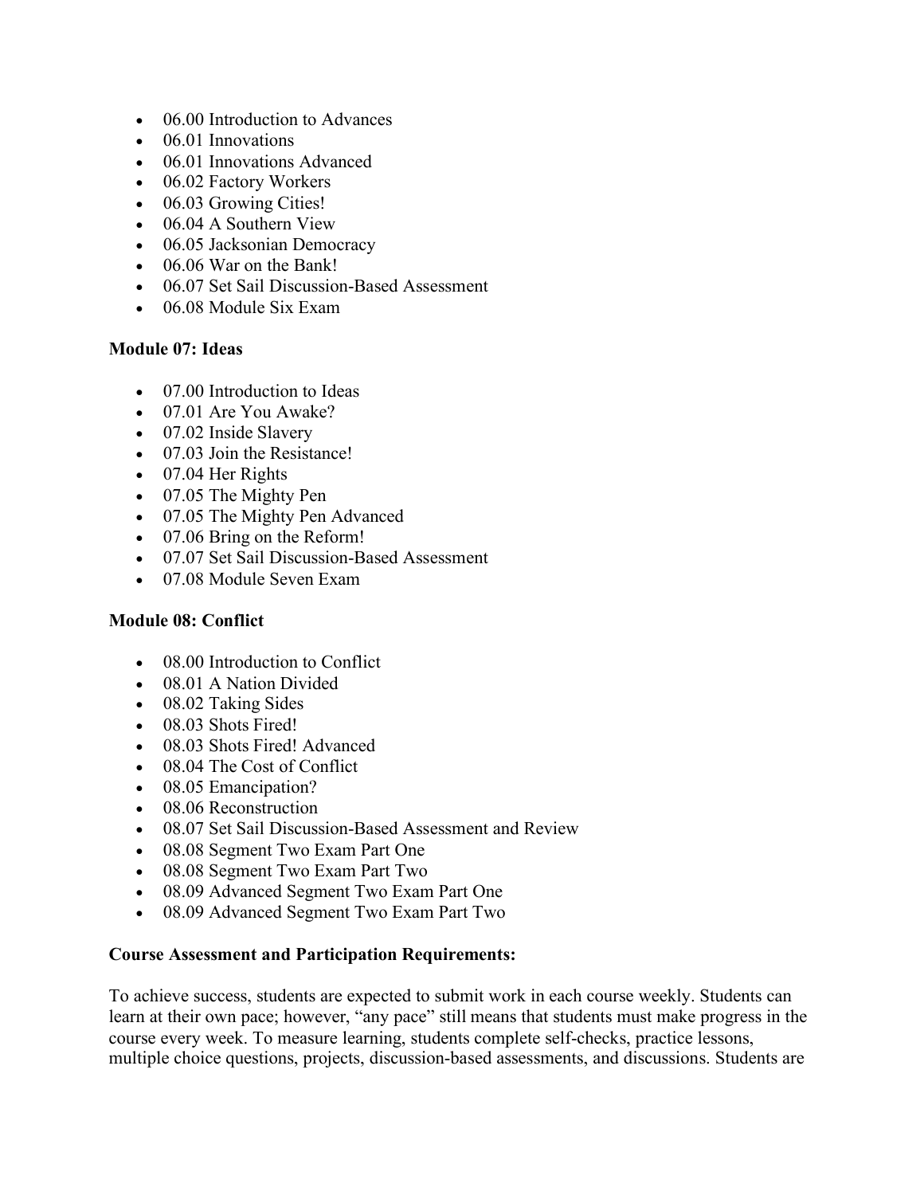- 06.00 Introduction to Advances
- 06.01 Innovations
- 06.01 Innovations Advanced
- 06.02 Factory Workers
- 06.03 Growing Cities!
- 06.04 A Southern View
- 06.05 Jacksonian Democracy
- 06.06 War on the Bank!
- 06.07 Set Sail Discussion-Based Assessment
- 06.08 Module Six Exam

**Module 07: Ideas**

- 07.00 Introduction to Ideas
- 07.01 Are You Awake?
- 07.02 Inside Slavery
- 07.03 Join the Resistance!
- 07.04 Her Rights
- 07.05 The Mighty Pen
- 07.05 The Mighty Pen Advanced
- 07.06 Bring on the Reform!
- 07.07 Set Sail Discussion-Based Assessment
- 07.08 Module Seven Exam

**Module 08: Conflict**

- 08.00 Introduction to Conflict
- 08.01 A Nation Divided
- 08.02 Taking Sides
- 08.03 Shots Fired!
- 08.03 Shots Fired! Advanced
- 08.04 The Cost of Conflict
- 08.05 Emancipation?
- 08.06 Reconstruction
- 08.07 Set Sail Discussion-Based Assessment and Review
- 08.08 Segment Two Exam Part One
- 08.08 Segment Two Exam Part Two
- 08.09 Advanced Segment Two Exam Part One
- 08.09 Advanced Segment Two Exam Part Two

**Course Assessment and Participation Requirements:**

To achieve success, students are expected to submit work in each course weekly. Students can learn at their own pace; however, "any pace" still means that students must make progress in the course every week. To measure learning, students complete self-checks, practice lessons, multiple choice questions, projects, discussion-based assessments, and discussions. Students are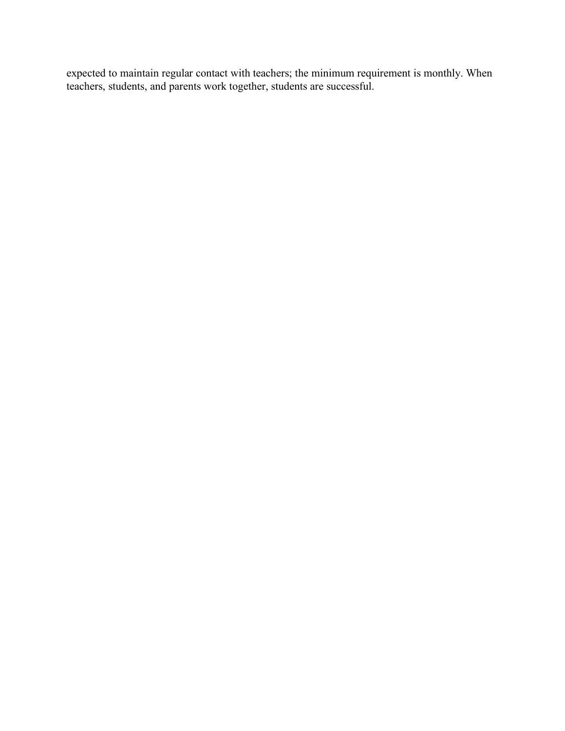expected to maintain regular contact with teachers; the minimum requirement is monthly. When teachers, students, and parents work together, students are successful.